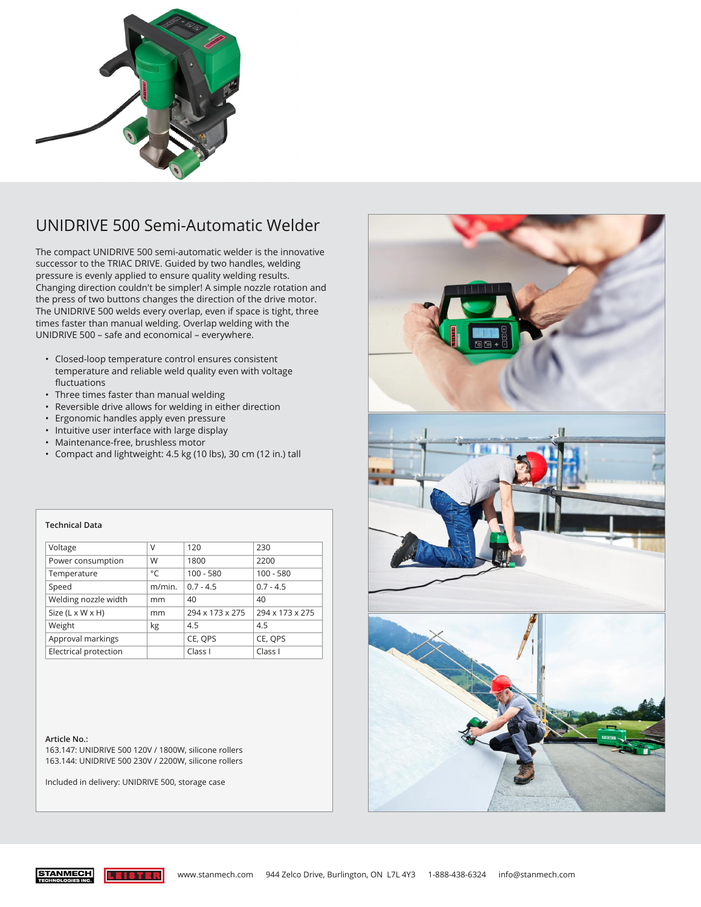# UNIDRIVE 500 Semi-Automatic Welder

The compact UNIDRIVE 500 semi-automatic welder is the innovative successor to the TRIAC DRIVE. Guided by two handles, welding pressure is evenly applied to ensure quality welding results. Changing direction couldn't be simpler! A simple nozzle rotation and the press of two buttons changes the direction of the drive motor. The UNIDRIVE 500 welds every overlap, even if space is tight, three times faster than manual welding. Overlap welding with the UNIDRIVE 500 – safe and economical – everywhere.

- Closed-loop temperature control ensures consistent temperature and reliable weld quality even with voltage fluctuations
- Three times faster than manual welding
- Reversible drive allows for welding in either direction
- Ergonomic handles apply even pressure
- Intuitive user interface with large display
- Maintenance-free, brushless motor
- Compact and lightweight: 4.5 kg (10 lbs), 30 cm (12 in.) tall

**Technical Data**

| Voltage | V | 120 | 230 |
|---|---|---|---|
| Power consumption | W | 1800 | 2200 |
| Temperature | °C | 100 - 580 | 100 - 580 |
| Speed | m/min. | 0.7 - 4.5 | 0.7 - 4.5 |
| Welding nozzle width | mm | 40 | 40 |
| Size (L x W x H) | mm | 294 x 173 x 275 | 294 x 173 x 275 |
| Weight | kg | 4.5 | 4.5 |
| Approval markings | | CE, QPS | CE, QPS |
| Electrical protection | | Class I | Class I |

**Article No.:**
163.147: UNIDRIVE 500 120V / 1800W, silicone rollers
163.144: UNIDRIVE 500 230V / 2200W, silicone rollers

Included in delivery: UNIDRIVE 500, storage case

www.stanmech.com 944 Zelco Drive, Burlington, ON L7L 4Y3 1-888-438-6324 info@stanmech.com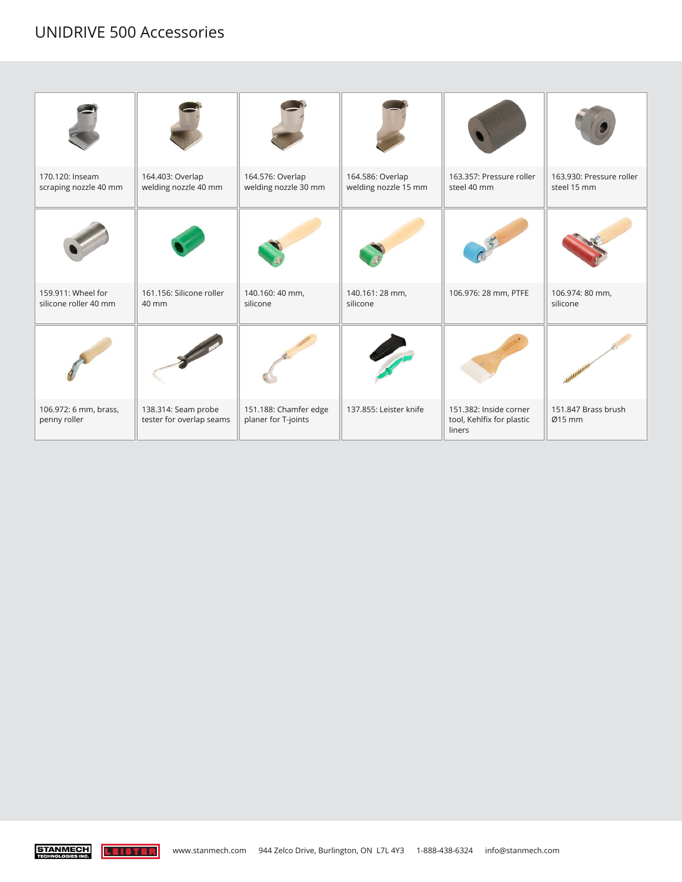# UNIDRIVE 500 Accessories

| | | | | | |
|---|---|---|---|---|---|
| 170.120: Inseam scraping nozzle 40 mm | 164.403: Overlap welding nozzle 40 mm | 164.576: Overlap welding nozzle 30 mm | 164.586: Overlap welding nozzle 15 mm | 163.357: Pressure roller steel 40 mm | 163.930: Pressure roller steel 15 mm |
| 159.911: Wheel for silicone roller 40 mm | 161.156: Silicone roller 40 mm | 140.160: 40 mm, silicone | 140.161: 28 mm, silicone | 106.976: 28 mm, PTFE | 106.974: 80 mm, silicone |
| 106.972: 6 mm, brass, penny roller | 138.314: Seam probe tester for overlap seams | 151.188: Chamfer edge planer for T-joints | 137.855: Leister knife | 151.382: Inside corner tool, Kehlfix for plastic liners | 151.847 Brass brush Ø15 mm |

www.stanmech.com 944 Zelco Drive, Burlington, ON L7L 4Y3 1-888-438-6324 info@stanmech.com